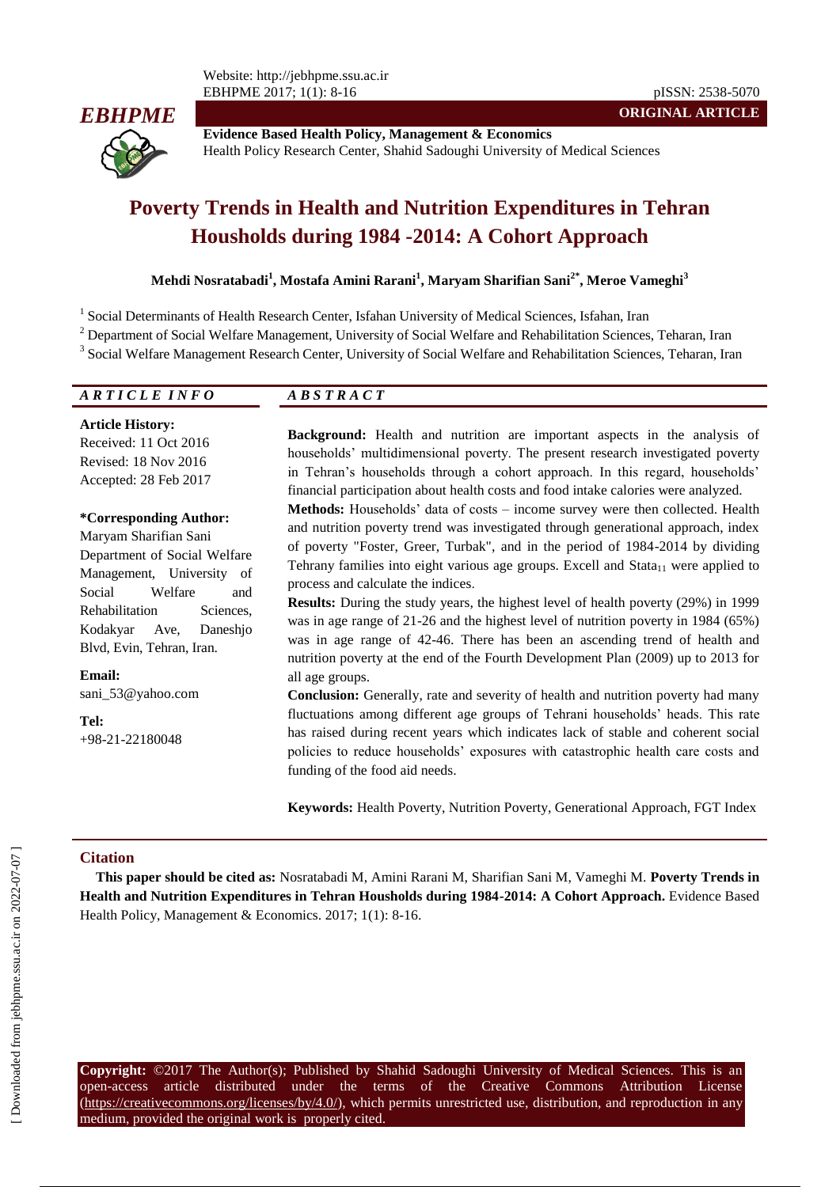ORIGINAL ARTICLE

**Evidence Based Health Policy, Management & Economics**
Health Policy Research Center, Shahid Sadoughi University of Medical Sciences

# Poverty Trends in Health and Nutrition Expenditures in Tehran Housholds during 1984 -2014: A Cohort Approach

**Mehdi Nosratabadi[1], Mostafa Amini Rarani[1], Maryam Sharifian Sani[2*], Meroe Vameghi[3]**

[1] Social Determinants of Health Research Center, Isfahan University of Medical Sciences, Isfahan, Iran

[2] Department of Social Welfare Management, University of Social Welfare and Rehabilitation Sciences, Teharan, Iran

[3] Social Welfare Management Research Center, University of Social Welfare and Rehabilitation Sciences, Teharan, Iran

## *ARTICLE INFO*

**Article History:**
Received: 11 Oct 2016
Revised: 18 Nov 2016
Accepted: 28 Feb 2017

**\*Corresponding Author:**
Maryam Sharifian Sani
Department of Social Welfare Management, University of Social Welfare and Rehabilitation Sciences, Kodakyar Ave, Daneshjo Blvd, Evin, Tehran, Iran.

**Email:**
sani_53@yahoo.com

**Tel:**
+98-21-22180048

## *ABSTRACT*

**Background:** Health and nutrition are important aspects in the analysis of households' multidimensional poverty. The present research investigated poverty in Tehran's households through a cohort approach. In this regard, households' financial participation about health costs and food intake calories were analyzed.

**Methods:** Households' data of costs – income survey were then collected. Health and nutrition poverty trend was investigated through generational approach, index of poverty "Foster, Greer, Turbak", and in the period of 1984-2014 by dividing Tehrany families into eight various age groups. Excell and $\text{Stata}_{11}$ were applied to process and calculate the indices.

**Results:** During the study years, the highest level of health poverty (29%) in 1999 was in age range of 21-26 and the highest level of nutrition poverty in 1984 (65%) was in age range of 42-46. There has been an ascending trend of health and nutrition poverty at the end of the Fourth Development Plan (2009) up to 2013 for all age groups.

**Conclusion:** Generally, rate and severity of health and nutrition poverty had many fluctuations among different age groups of Tehrani households' heads. This rate has raised during recent years which indicates lack of stable and coherent social policies to reduce households' exposures with catastrophic health care costs and funding of the food aid needs.

**Keywords:** Health Poverty, Nutrition Poverty, Generational Approach, FGT Index

## Citation

**This paper should be cited as:** Nosratabadi M, Amini Rarani M, Sharifian Sani M, Vameghi M. **Poverty Trends in Health and Nutrition Expenditures in Tehran Housholds during 1984-2014: A Cohort Approach.** Evidence Based Health Policy, Management & Economics. 2017; 1(1): 8-16.

**Copyright:** ©2017 The Author(s); Published by Shahid Sadoughi University of Medical Sciences. This is an open-access article distributed under the terms of the Creative Commons Attribution License (https://creativecommons.org/licenses/by/4.0/), which permits unrestricted use, distribution, and reproduction in any medium, provided the original work is properly cited.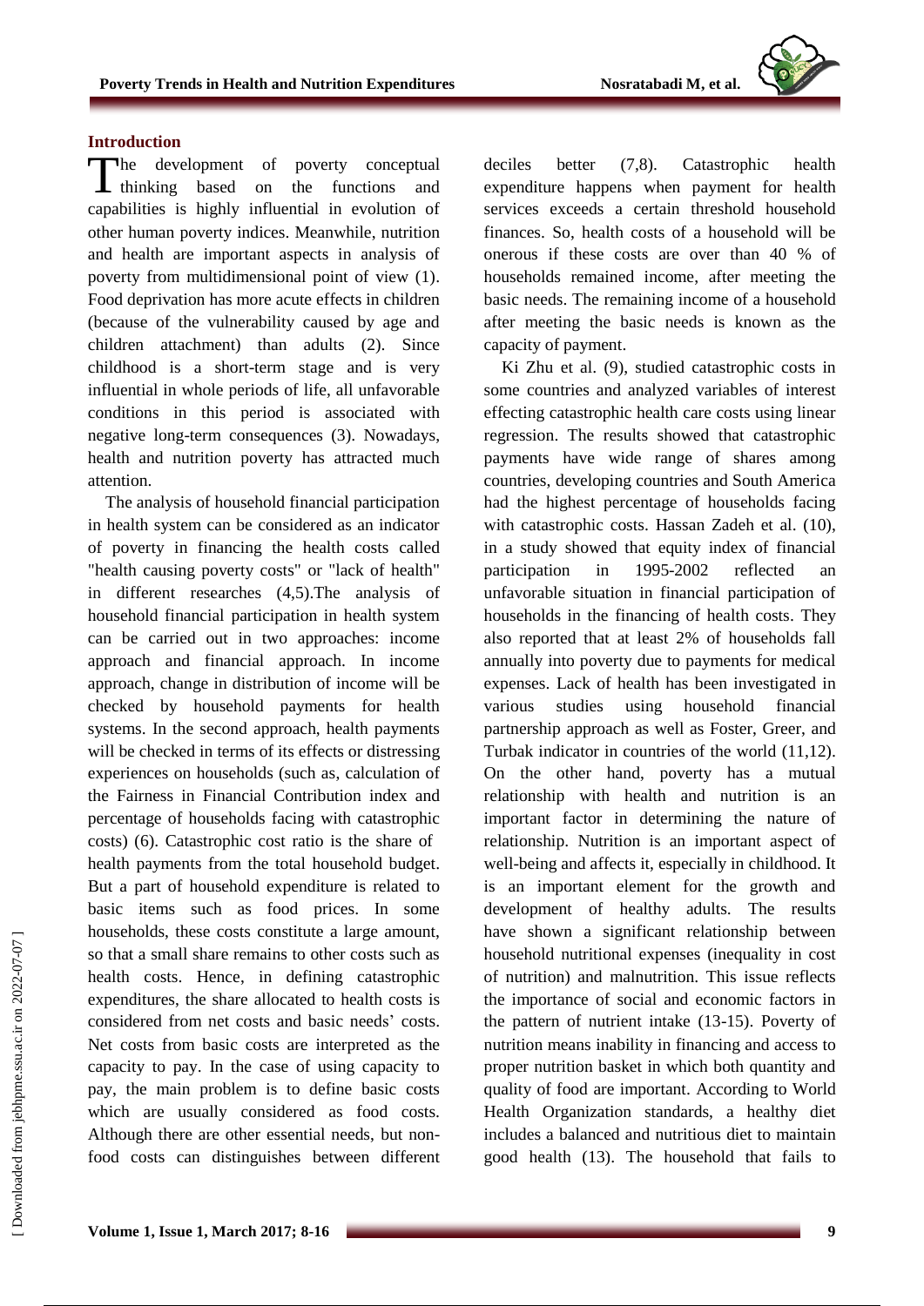## Introduction

The development of poverty conceptual thinking based on the functions and capabilities is highly influential in evolution of other human poverty indices. Meanwhile, nutrition and health are important aspects in analysis of poverty from multidimensional point of view (1). Food deprivation has more acute effects in children (because of the vulnerability caused by age and children attachment) than adults (2). Since childhood is a short-term stage and is very influential in whole periods of life, all unfavorable conditions in this period is associated with negative long-term consequences (3). Nowadays, health and nutrition poverty has attracted much attention.

The analysis of household financial participation in health system can be considered as an indicator of poverty in financing the health costs called "health causing poverty costs" or "lack of health" in different researches (4,5).The analysis of household financial participation in health system can be carried out in two approaches: income approach and financial approach. In income approach, change in distribution of income will be checked by household payments for health systems. In the second approach, health payments will be checked in terms of its effects or distressing experiences on households (such as, calculation of the Fairness in Financial Contribution index and percentage of households facing with catastrophic costs) (6). Catastrophic cost ratio is the share of health payments from the total household budget. But a part of household expenditure is related to basic items such as food prices. In some households, these costs constitute a large amount, so that a small share remains to other costs such as health costs. Hence, in defining catastrophic expenditures, the share allocated to health costs is considered from net costs and basic needs' costs. Net costs from basic costs are interpreted as the capacity to pay. In the case of using capacity to pay, the main problem is to define basic costs which are usually considered as food costs. Although there are other essential needs, but non-food costs can distinguishes between different deciles better (7,8). Catastrophic health expenditure happens when payment for health services exceeds a certain threshold household finances. So, health costs of a household will be onerous if these costs are over than 40 % of households remained income, after meeting the basic needs. The remaining income of a household after meeting the basic needs is known as the capacity of payment.

Ki Zhu et al. (9), studied catastrophic costs in some countries and analyzed variables of interest effecting catastrophic health care costs using linear regression. The results showed that catastrophic payments have wide range of shares among countries, developing countries and South America had the highest percentage of households facing with catastrophic costs. Hassan Zadeh et al. (10), in a study showed that equity index of financial participation in 1995-2002 reflected an unfavorable situation in financial participation of households in the financing of health costs. They also reported that at least 2% of households fall annually into poverty due to payments for medical expenses. Lack of health has been investigated in various studies using household financial partnership approach as well as Foster, Greer, and Turbak indicator in countries of the world (11,12). On the other hand, poverty has a mutual relationship with health and nutrition is an important factor in determining the nature of relationship. Nutrition is an important aspect of well-being and affects it, especially in childhood. It is an important element for the growth and development of healthy adults. The results have shown a significant relationship between household nutritional expenses (inequality in cost of nutrition) and malnutrition. This issue reflects the importance of social and economic factors in the pattern of nutrient intake (13-15). Poverty of nutrition means inability in financing and access to proper nutrition basket in which both quantity and quality of food are important. According to World Health Organization standards, a healthy diet includes a balanced and nutritious diet to maintain good health (13). The household that fails to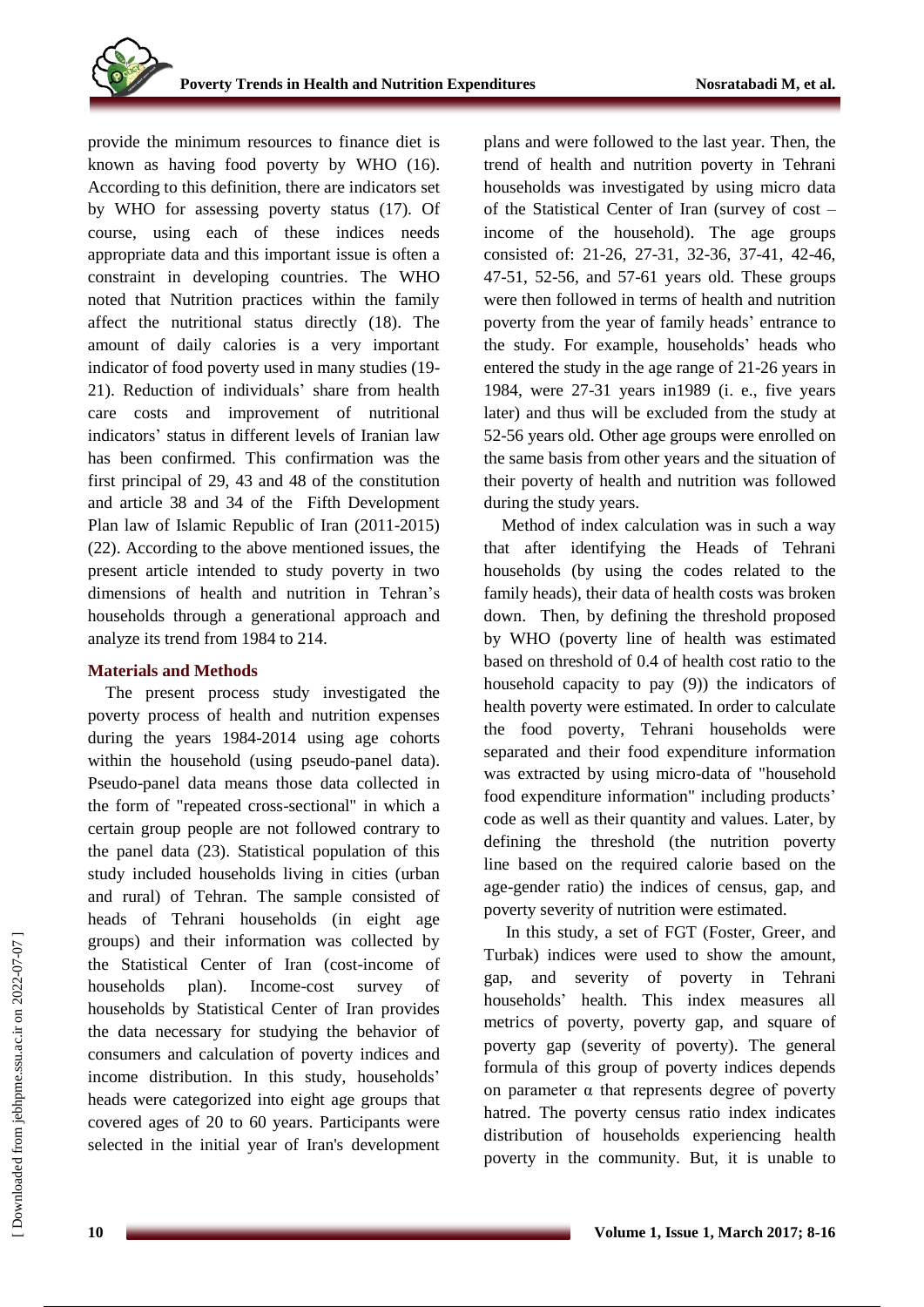provide the minimum resources to finance diet is known as having food poverty by WHO (16). According to this definition, there are indicators set by WHO for assessing poverty status (17). Of course, using each of these indices needs appropriate data and this important issue is often a constraint in developing countries. The WHO noted that Nutrition practices within the family affect the nutritional status directly (18). The amount of daily calories is a very important indicator of food poverty used in many studies (19-21). Reduction of individuals' share from health care costs and improvement of nutritional indicators' status in different levels of Iranian law has been confirmed. This confirmation was the first principal of 29, 43 and 48 of the constitution and article 38 and 34 of the Fifth Development Plan law of Islamic Republic of Iran (2011-2015) (22). According to the above mentioned issues, the present article intended to study poverty in two dimensions of health and nutrition in Tehran's households through a generational approach and analyze its trend from 1984 to 214.

## Materials and Methods

The present process study investigated the poverty process of health and nutrition expenses during the years 1984-2014 using age cohorts within the household (using pseudo-panel data). Pseudo-panel data means those data collected in the form of "repeated cross-sectional" in which a certain group people are not followed contrary to the panel data (23). Statistical population of this study included households living in cities (urban and rural) of Tehran. The sample consisted of heads of Tehrani households (in eight age groups) and their information was collected by the Statistical Center of Iran (cost-income of households plan). Income-cost survey of households by Statistical Center of Iran provides the data necessary for studying the behavior of consumers and calculation of poverty indices and income distribution. In this study, households' heads were categorized into eight age groups that covered ages of 20 to 60 years. Participants were selected in the initial year of Iran's development plans and were followed to the last year. Then, the trend of health and nutrition poverty in Tehrani households was investigated by using micro data of the Statistical Center of Iran (survey of cost – income of the household). The age groups consisted of: 21-26, 27-31, 32-36, 37-41, 42-46, 47-51, 52-56, and 57-61 years old. These groups were then followed in terms of health and nutrition poverty from the year of family heads' entrance to the study. For example, households' heads who entered the study in the age range of 21-26 years in 1984, were 27-31 years in1989 (i. e., five years later) and thus will be excluded from the study at 52-56 years old. Other age groups were enrolled on the same basis from other years and the situation of their poverty of health and nutrition was followed during the study years.

Method of index calculation was in such a way that after identifying the Heads of Tehrani households (by using the codes related to the family heads), their data of health costs was broken down. Then, by defining the threshold proposed by WHO (poverty line of health was estimated based on threshold of 0.4 of health cost ratio to the household capacity to pay (9)) the indicators of health poverty were estimated. In order to calculate the food poverty, Tehrani households were separated and their food expenditure information was extracted by using micro-data of "household food expenditure information" including products' code as well as their quantity and values. Later, by defining the threshold (the nutrition poverty line based on the required calorie based on the age-gender ratio) the indices of census, gap, and poverty severity of nutrition were estimated.

In this study, a set of FGT (Foster, Greer, and Turbak) indices were used to show the amount, gap, and severity of poverty in Tehrani households' health. This index measures all metrics of poverty, poverty gap, and square of poverty gap (severity of poverty). The general formula of this group of poverty indices depends on parameter α that represents degree of poverty hatred. The poverty census ratio index indicates distribution of households experiencing health poverty in the community. But, it is unable to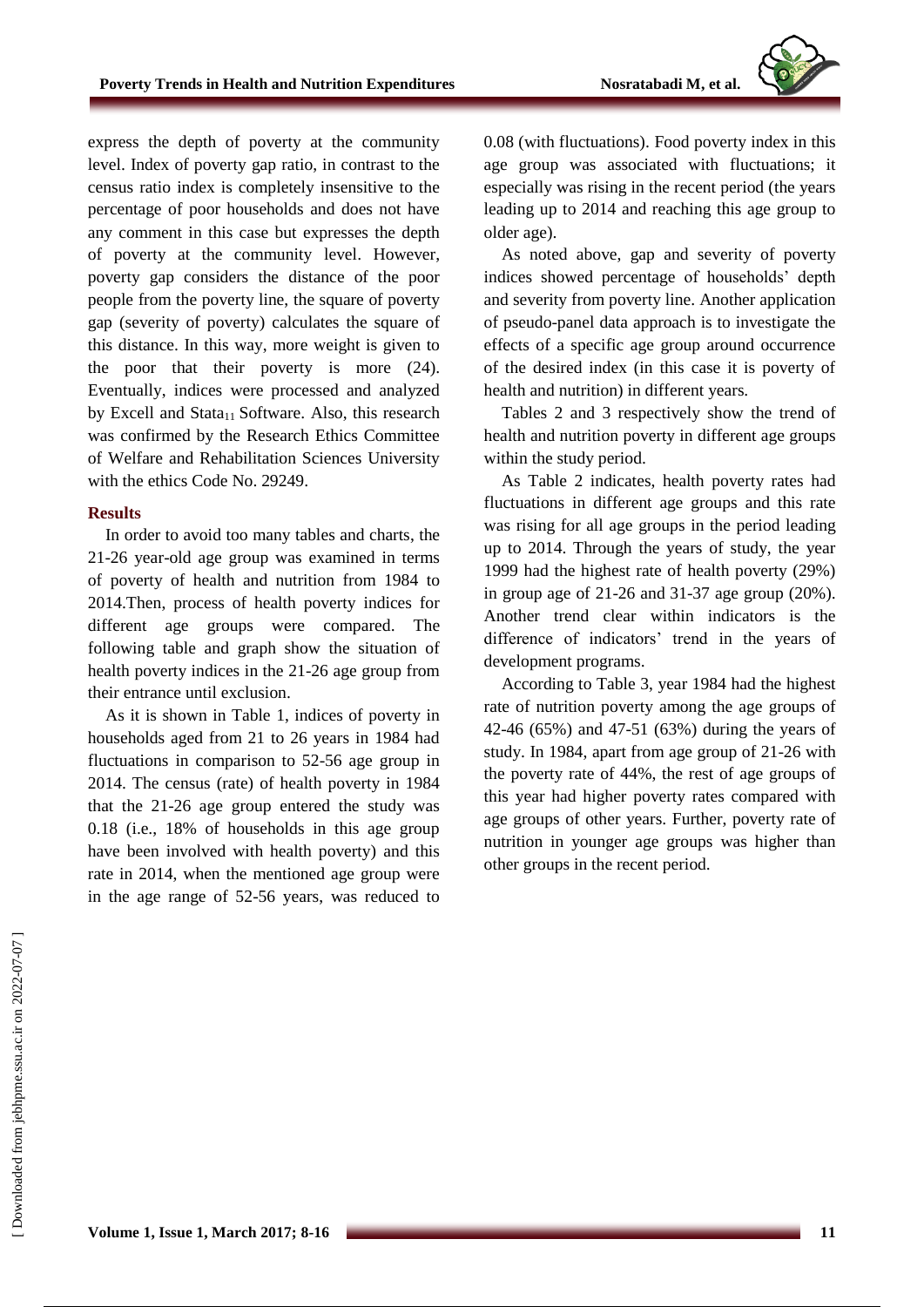express the depth of poverty at the community level. Index of poverty gap ratio, in contrast to the census ratio index is completely insensitive to the percentage of poor households and does not have any comment in this case but expresses the depth of poverty at the community level. However, poverty gap considers the distance of the poor people from the poverty line, the square of poverty gap (severity of poverty) calculates the square of this distance. In this way, more weight is given to the poor that their poverty is more (24). Eventually, indices were processed and analyzed by Excell and $Stata_{11}$ Software. Also, this research was confirmed by the Research Ethics Committee of Welfare and Rehabilitation Sciences University with the ethics Code No. 29249.

## Results

In order to avoid too many tables and charts, the 21-26 year-old age group was examined in terms of poverty of health and nutrition from 1984 to 2014.Then, process of health poverty indices for different age groups were compared. The following table and graph show the situation of health poverty indices in the 21-26 age group from their entrance until exclusion.

As it is shown in Table 1, indices of poverty in households aged from 21 to 26 years in 1984 had fluctuations in comparison to 52-56 age group in 2014. The census (rate) of health poverty in 1984 that the 21-26 age group entered the study was 0.18 (i.e., 18% of households in this age group have been involved with health poverty) and this rate in 2014, when the mentioned age group were in the age range of 52-56 years, was reduced to 0.08 (with fluctuations). Food poverty index in this age group was associated with fluctuations; it especially was rising in the recent period (the years leading up to 2014 and reaching this age group to older age).

As noted above, gap and severity of poverty indices showed percentage of households' depth and severity from poverty line. Another application of pseudo-panel data approach is to investigate the effects of a specific age group around occurrence of the desired index (in this case it is poverty of health and nutrition) in different years.

Tables 2 and 3 respectively show the trend of health and nutrition poverty in different age groups within the study period.

As Table 2 indicates, health poverty rates had fluctuations in different age groups and this rate was rising for all age groups in the period leading up to 2014. Through the years of study, the year 1999 had the highest rate of health poverty (29%) in group age of 21-26 and 31-37 age group (20%). Another trend clear within indicators is the difference of indicators' trend in the years of development programs.

According to Table 3, year 1984 had the highest rate of nutrition poverty among the age groups of 42-46 (65%) and 47-51 (63%) during the years of study. In 1984, apart from age group of 21-26 with the poverty rate of 44%, the rest of age groups of this year had higher poverty rates compared with age groups of other years. Further, poverty rate of nutrition in younger age groups was higher than other groups in the recent period.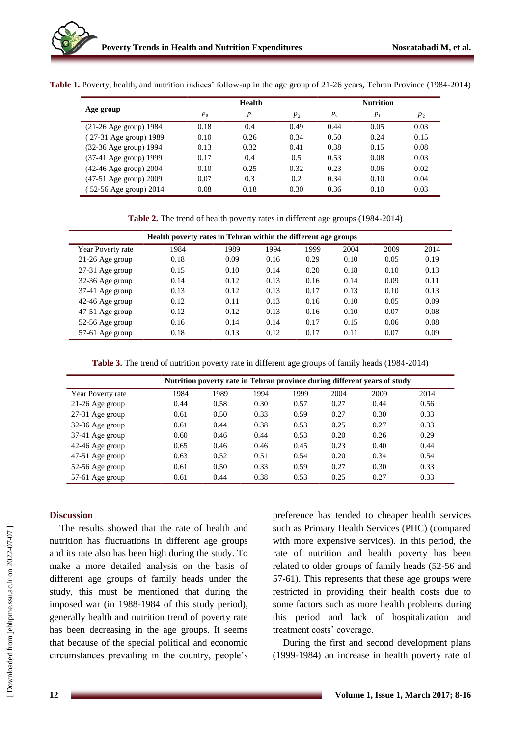**Table 1.** Poverty, health, and nutrition indices' follow-up in the age group of 21-26 years, Tehran Province (1984-2014)

| Age group | Health | | | Nutrition | | |
|---|---|---|---|---|---|---|
| | $p_0$ | $p_1$ | $p_2$ | $p_0$ | $p_1$ | $p_2$ |
| (21-26 Age group) 1984 | 0.18 | 0.4 | 0.49 | 0.44 | 0.05 | 0.03 |
| ( 27-31 Age group) 1989 | 0.10 | 0.26 | 0.34 | 0.50 | 0.24 | 0.15 |
| (32-36 Age group) 1994 | 0.13 | 0.32 | 0.41 | 0.38 | 0.15 | 0.08 |
| (37-41 Age group) 1999 | 0.17 | 0.4 | 0.5 | 0.53 | 0.08 | 0.03 |
| (42-46 Age group) 2004 | 0.10 | 0.25 | 0.32 | 0.23 | 0.06 | 0.02 |
| (47-51 Age group) 2009 | 0.07 | 0.3 | 0.2 | 0.34 | 0.10 | 0.04 |
| ( 52-56 Age group) 2014 | 0.08 | 0.18 | 0.30 | 0.36 | 0.10 | 0.03 |

**Table 2.** The trend of health poverty rates in different age groups (1984-2014)

| Health poverty rates in Tehran within the different age groups | | | | | | | |
|---|---|---|---|---|---|---|---|
| Year Poverty rate | 1984 | 1989 | 1994 | 1999 | 2004 | 2009 | 2014 |
| 21-26 Age group | 0.18 | 0.09 | 0.16 | 0.29 | 0.10 | 0.05 | 0.19 |
| 27-31 Age group | 0.15 | 0.10 | 0.14 | 0.20 | 0.18 | 0.10 | 0.13 |
| 32-36 Age group | 0.14 | 0.12 | 0.13 | 0.16 | 0.14 | 0.09 | 0.11 |
| 37-41 Age group | 0.13 | 0.12 | 0.13 | 0.17 | 0.13 | 0.10 | 0.13 |
| 42-46 Age group | 0.12 | 0.11 | 0.13 | 0.16 | 0.10 | 0.05 | 0.09 |
| 47-51 Age group | 0.12 | 0.12 | 0.13 | 0.16 | 0.10 | 0.07 | 0.08 |
| 52-56 Age group | 0.16 | 0.14 | 0.14 | 0.17 | 0.15 | 0.06 | 0.08 |
| 57-61 Age group | 0.18 | 0.13 | 0.12 | 0.17 | 0.11 | 0.07 | 0.09 |

**Table 3.** The trend of nutrition poverty rate in different age groups of family heads (1984-2014)

| Nutrition poverty rate in Tehran province during different years of study | | | | | | | |
|---|---|---|---|---|---|---|---|
| Year Poverty rate | 1984 | 1989 | 1994 | 1999 | 2004 | 2009 | 2014 |
| 21-26 Age group | 0.44 | 0.58 | 0.30 | 0.57 | 0.27 | 0.44 | 0.56 |
| 27-31 Age group | 0.61 | 0.50 | 0.33 | 0.59 | 0.27 | 0.30 | 0.33 |
| 32-36 Age group | 0.61 | 0.44 | 0.38 | 0.53 | 0.25 | 0.27 | 0.33 |
| 37-41 Age group | 0.60 | 0.46 | 0.44 | 0.53 | 0.20 | 0.26 | 0.29 |
| 42-46 Age group | 0.65 | 0.46 | 0.46 | 0.45 | 0.23 | 0.40 | 0.44 |
| 47-51 Age group | 0.63 | 0.52 | 0.51 | 0.54 | 0.20 | 0.34 | 0.54 |
| 52-56 Age group | 0.61 | 0.50 | 0.33 | 0.59 | 0.27 | 0.30 | 0.33 |
| 57-61 Age group | 0.61 | 0.44 | 0.38 | 0.53 | 0.25 | 0.27 | 0.33 |

## Discussion

The results showed that the rate of health and nutrition has fluctuations in different age groups and its rate also has been high during the study. To make a more detailed analysis on the basis of different age groups of family heads under the study, this must be mentioned that during the imposed war (in 1988-1984 of this study period), generally health and nutrition trend of poverty rate has been decreasing in the age groups. It seems that because of the special political and economic circumstances prevailing in the country, people's preference has tended to cheaper health services such as Primary Health Services (PHC) (compared with more expensive services). In this period, the rate of nutrition and health poverty has been related to older groups of family heads (52-56 and 57-61). This represents that these age groups were restricted in providing their health costs due to some factors such as more health problems during this period and lack of hospitalization and treatment costs' coverage.

During the first and second development plans (1999-1984) an increase in health poverty rate of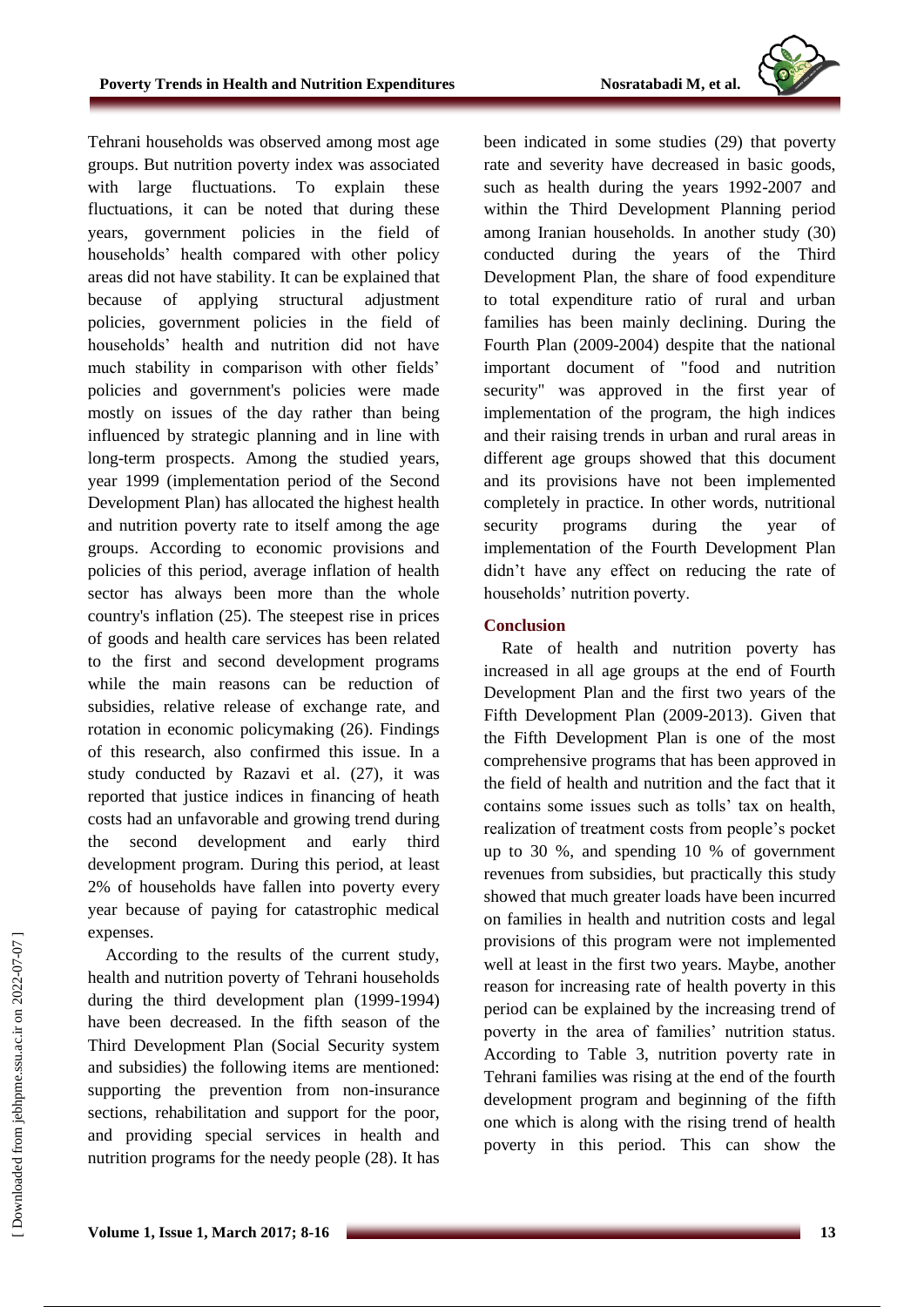Tehrani households was observed among most age groups. But nutrition poverty index was associated with large fluctuations. To explain these fluctuations, it can be noted that during these years, government policies in the field of households' health compared with other policy areas did not have stability. It can be explained that because of applying structural adjustment policies, government policies in the field of households' health and nutrition did not have much stability in comparison with other fields' policies and government's policies were made mostly on issues of the day rather than being influenced by strategic planning and in line with long-term prospects. Among the studied years, year 1999 (implementation period of the Second Development Plan) has allocated the highest health and nutrition poverty rate to itself among the age groups. According to economic provisions and policies of this period, average inflation of health sector has always been more than the whole country's inflation (25). The steepest rise in prices of goods and health care services has been related to the first and second development programs while the main reasons can be reduction of subsidies, relative release of exchange rate, and rotation in economic policymaking (26). Findings of this research, also confirmed this issue. In a study conducted by Razavi et al. (27), it was reported that justice indices in financing of heath costs had an unfavorable and growing trend during the second development and early third development program. During this period, at least 2% of households have fallen into poverty every year because of paying for catastrophic medical expenses.

According to the results of the current study, health and nutrition poverty of Tehrani households during the third development plan (1999-1994) have been decreased. In the fifth season of the Third Development Plan (Social Security system and subsidies) the following items are mentioned: supporting the prevention from non-insurance sections, rehabilitation and support for the poor, and providing special services in health and nutrition programs for the needy people (28). It has been indicated in some studies (29) that poverty rate and severity have decreased in basic goods, such as health during the years 1992-2007 and within the Third Development Planning period among Iranian households. In another study (30) conducted during the years of the Third Development Plan, the share of food expenditure to total expenditure ratio of rural and urban families has been mainly declining. During the Fourth Plan (2009-2004) despite that the national important document of "food and nutrition security" was approved in the first year of implementation of the program, the high indices and their raising trends in urban and rural areas in different age groups showed that this document and its provisions have not been implemented completely in practice. In other words, nutritional security programs during the year of implementation of the Fourth Development Plan didn't have any effect on reducing the rate of households' nutrition poverty.

## Conclusion

Rate of health and nutrition poverty has increased in all age groups at the end of Fourth Development Plan and the first two years of the Fifth Development Plan (2009-2013). Given that the Fifth Development Plan is one of the most comprehensive programs that has been approved in the field of health and nutrition and the fact that it contains some issues such as tolls' tax on health, realization of treatment costs from people's pocket up to 30 %, and spending 10 % of government revenues from subsidies, but practically this study showed that much greater loads have been incurred on families in health and nutrition costs and legal provisions of this program were not implemented well at least in the first two years. Maybe, another reason for increasing rate of health poverty in this period can be explained by the increasing trend of poverty in the area of families' nutrition status. According to Table 3, nutrition poverty rate in Tehrani families was rising at the end of the fourth development program and beginning of the fifth one which is along with the rising trend of health poverty in this period. This can show the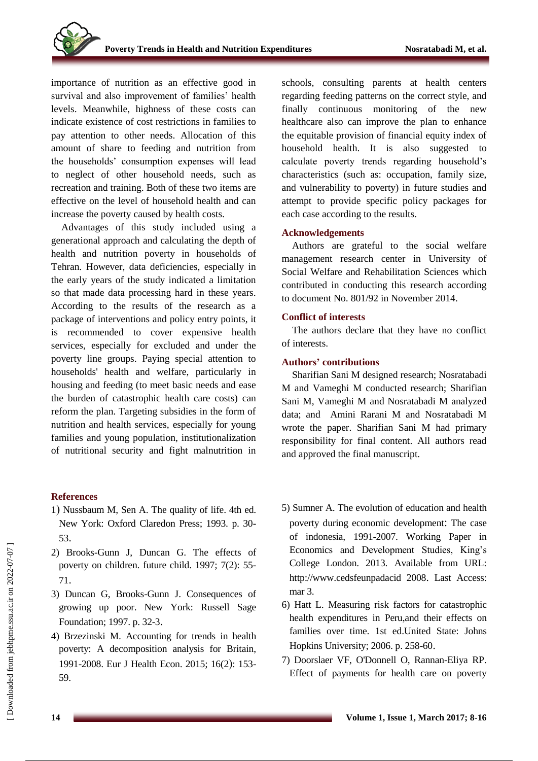importance of nutrition as an effective good in survival and also improvement of families' health levels. Meanwhile, highness of these costs can indicate existence of cost restrictions in families to pay attention to other needs. Allocation of this amount of share to feeding and nutrition from the households' consumption expenses will lead to neglect of other household needs, such as recreation and training. Both of these two items are effective on the level of household health and can increase the poverty caused by health costs.

Advantages of this study included using a generational approach and calculating the depth of health and nutrition poverty in households of Tehran. However, data deficiencies, especially in the early years of the study indicated a limitation so that made data processing hard in these years. According to the results of the research as a package of interventions and policy entry points, it is recommended to cover expensive health services, especially for excluded and under the poverty line groups. Paying special attention to households' health and welfare, particularly in housing and feeding (to meet basic needs and ease the burden of catastrophic health care costs) can reform the plan. Targeting subsidies in the form of nutrition and health services, especially for young families and young population, institutionalization of nutritional security and fight malnutrition in schools, consulting parents at health centers regarding feeding patterns on the correct style, and finally continuous monitoring of the new healthcare also can improve the plan to enhance the equitable provision of financial equity index of household health. It is also suggested to calculate poverty trends regarding household's characteristics (such as: occupation, family size, and vulnerability to poverty) in future studies and attempt to provide specific policy packages for each case according to the results.

## Acknowledgements

Authors are grateful to the social welfare management research center in University of Social Welfare and Rehabilitation Sciences which contributed in conducting this research according to document No. 801/92 in November 2014.

## Conflict of interests

The authors declare that they have no conflict of interests.

## Authors' contributions

Sharifian Sani M designed research; Nosratabadi M and Vameghi M conducted research; Sharifian Sani M, Vameghi M and Nosratabadi M analyzed data; and Amini Rarani M and Nosratabadi M wrote the paper. Sharifian Sani M had primary responsibility for final content. All authors read and approved the final manuscript.

## References

1) Nussbaum M, Sen A. The quality of life. 4th ed. New York: Oxford Claredon Press; 1993. p. 30-53.

2) Brooks-Gunn J, Duncan G. The effects of poverty on children. future child. 1997; 7(2): 55-71.

3) Duncan G, Brooks-Gunn J. Consequences of growing up poor. New York: Russell Sage Foundation; 1997. p. 32-3.

4) Brzezinski M. Accounting for trends in health poverty: A decomposition analysis for Britain, 1991-2008. Eur J Health Econ. 2015; 16(2): 153-59.

5) Sumner A. The evolution of education and health poverty during economic development: The case of indonesia, 1991-2007. Working Paper in Economics and Development Studies, King's College London. 2013. Available from URL: http://www.cedsfeunpadacid 2008. Last Access: mar 3.

6) Hatt L. Measuring risk factors for catastrophic health expenditures in Peru,and their effects on families over time. 1st ed.United State: Johns Hopkins University; 2006. p. 258-60.

7) Doorslaer VF, O'Donnell O, Rannan-Eliya RP. Effect of payments for health care on poverty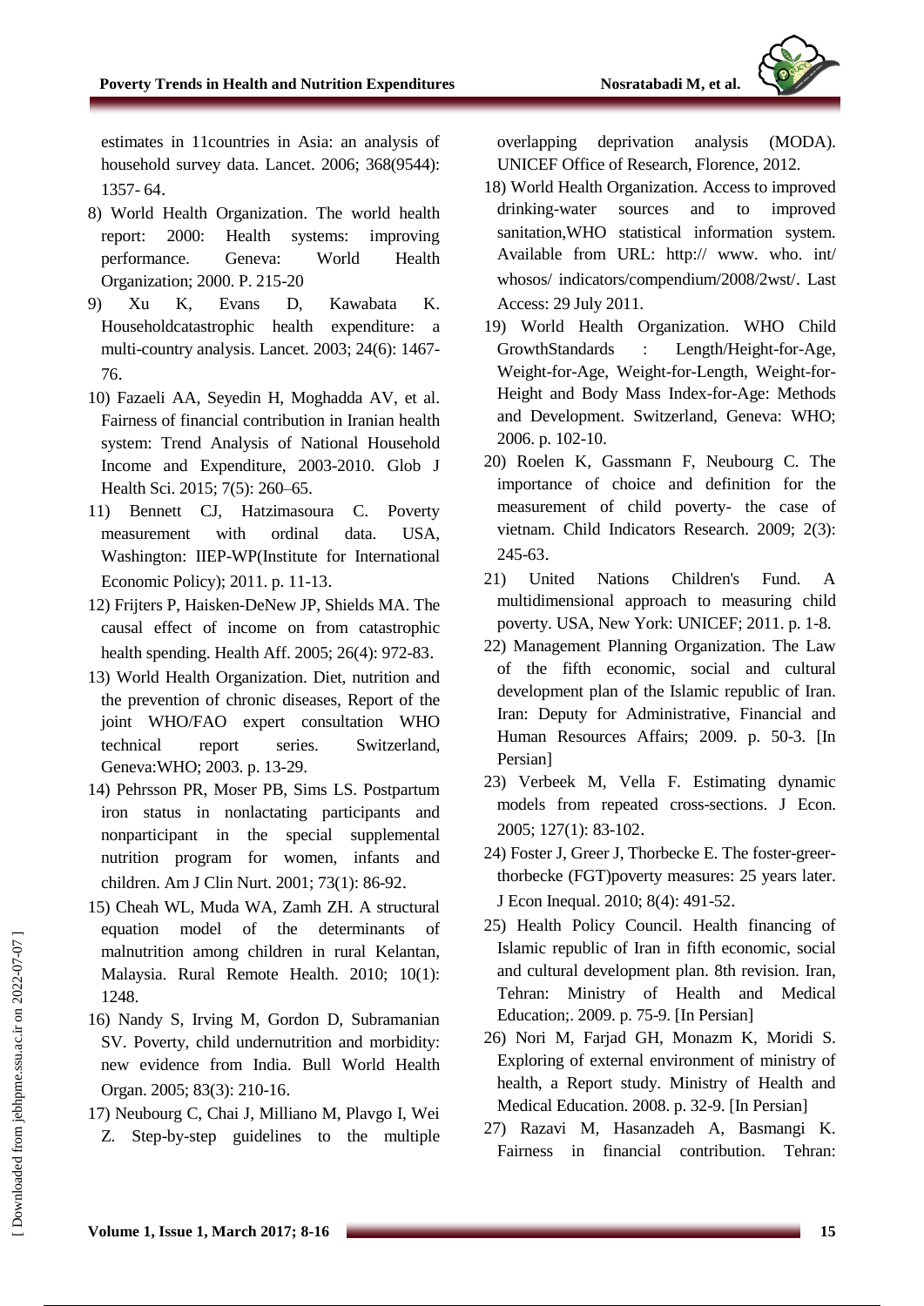estimates in 11countries in Asia: an analysis of household survey data. Lancet. 2006; 368(9544): 1357- 64.

8) World Health Organization. The world health report: 2000: Health systems: improving performance. Geneva: World Health Organization; 2000. P. 215-20

9) Xu K, Evans D, Kawabata K. Householdcatastrophic health expenditure: a multi-country analysis. Lancet. 2003; 24(6): 1467-76.

10) Fazaeli AA, Seyedin H, Moghadda AV, et al. Fairness of financial contribution in Iranian health system: Trend Analysis of National Household Income and Expenditure, 2003-2010. Glob J Health Sci. 2015; 7(5): 260–65.

11) Bennett CJ, Hatzimasoura C. Poverty measurement with ordinal data. USA, Washington: IIEP-WP(Institute for International Economic Policy); 2011. p. 11-13.

12) Frijters P, Haisken-DeNew JP, Shields MA. The causal effect of income on from catastrophic health spending. Health Aff. 2005; 26(4): 972-83.

13) World Health Organization. Diet, nutrition and the prevention of chronic diseases, Report of the joint WHO/FAO expert consultation WHO technical report series. Switzerland, Geneva:WHO; 2003. p. 13-29.

14) Pehrsson PR, Moser PB, Sims LS. Postpartum iron status in nonlactating participants and nonparticipant in the special supplemental nutrition program for women, infants and children. Am J Clin Nurt. 2001; 73(1): 86-92.

15) Cheah WL, Muda WA, Zamh ZH. A structural equation model of the determinants of malnutrition among children in rural Kelantan, Malaysia. Rural Remote Health. 2010; 10(1): 1248.

16) Nandy S, Irving M, Gordon D, Subramanian SV. Poverty, child undernutrition and morbidity: new evidence from India. Bull World Health Organ. 2005; 83(3): 210-16.

17) Neubourg C, Chai J, Milliano M, Plavgo I, Wei Z. Step-by-step guidelines to the multiple overlapping deprivation analysis (MODA). UNICEF Office of Research, Florence, 2012.

18) World Health Organization. Access to improved drinking-water sources and to improved sanitation,WHO statistical information system. Available from URL: http:// www. who. int/ whosos/ indicators/compendium/2008/2wst/. Last Access: 29 July 2011.

19) World Health Organization. WHO Child GrowthStandards : Length/Height-for-Age, Weight-for-Age, Weight-for-Length, Weight-for-Height and Body Mass Index-for-Age: Methods and Development. Switzerland, Geneva: WHO; 2006. p. 102-10.

20) Roelen K, Gassmann F, Neubourg C. The importance of choice and definition for the measurement of child poverty- the case of vietnam. Child Indicators Research. 2009; 2(3): 245-63.

21) United Nations Children's Fund. A multidimensional approach to measuring child poverty. USA, New York: UNICEF; 2011. p. 1-8.

22) Management Planning Organization. The Law of the fifth economic, social and cultural development plan of the Islamic republic of Iran. Iran: Deputy for Administrative, Financial and Human Resources Affairs; 2009. p. 50-3. [In Persian]

23) Verbeek M, Vella F. Estimating dynamic models from repeated cross-sections. J Econ. 2005; 127(1): 83-102.

24) Foster J, Greer J, Thorbecke E. The foster-greer-thorbecke (FGT)poverty measures: 25 years later. J Econ Inequal. 2010; 8(4): 491-52.

25) Health Policy Council. Health financing of Islamic republic of Iran in fifth economic, social and cultural development plan. 8th revision. Iran, Tehran: Ministry of Health and Medical Education;. 2009. p. 75-9. [In Persian]

26) Nori M, Farjad GH, Monazm K, Moridi S. Exploring of external environment of ministry of health, a Report study. Ministry of Health and Medical Education. 2008. p. 32-9. [In Persian]

27) Razavi M, Hasanzadeh A, Basmangi K. Fairness in financial contribution. Tehran: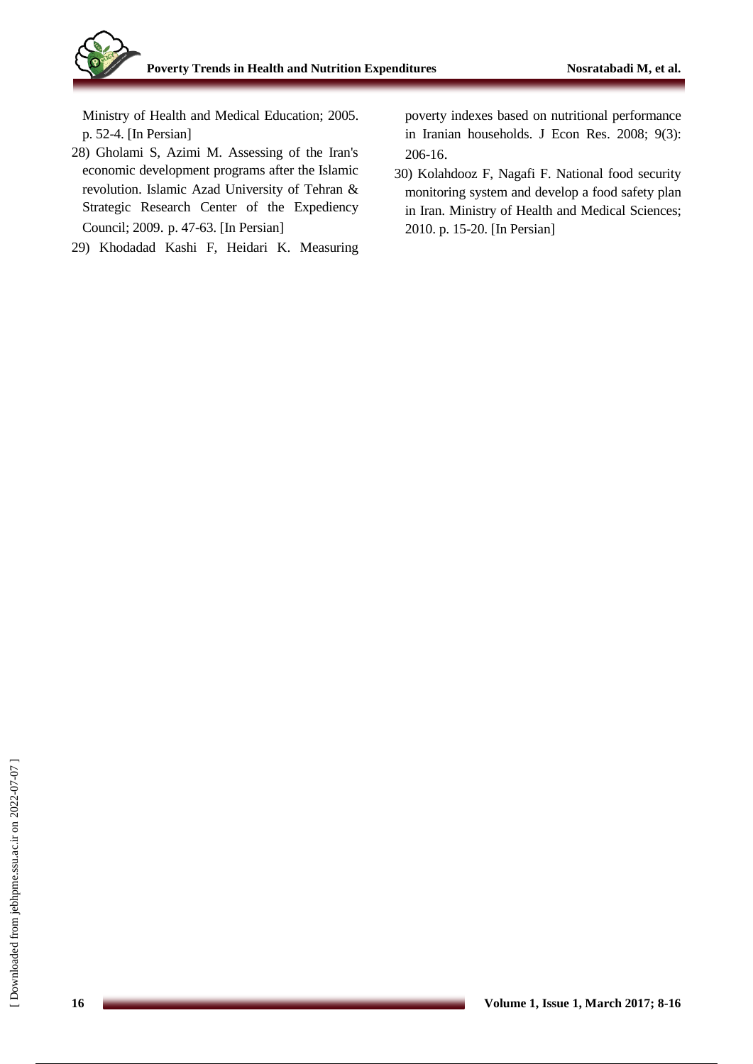Ministry of Health and Medical Education; 2005. p. 52-4. [In Persian]

28) Gholami S, Azimi M. Assessing of the Iran's economic development programs after the Islamic revolution. Islamic Azad University of Tehran & Strategic Research Center of the Expediency Council; 2009. p. 47-63. [In Persian]

29) Khodadad Kashi F, Heidari K. Measuring poverty indexes based on nutritional performance in Iranian households. J Econ Res. 2008; 9(3): 206-16.

30) Kolahdooz F, Nagafi F. National food security monitoring system and develop a food safety plan in Iran. Ministry of Health and Medical Sciences; 2010. p. 15-20. [In Persian]